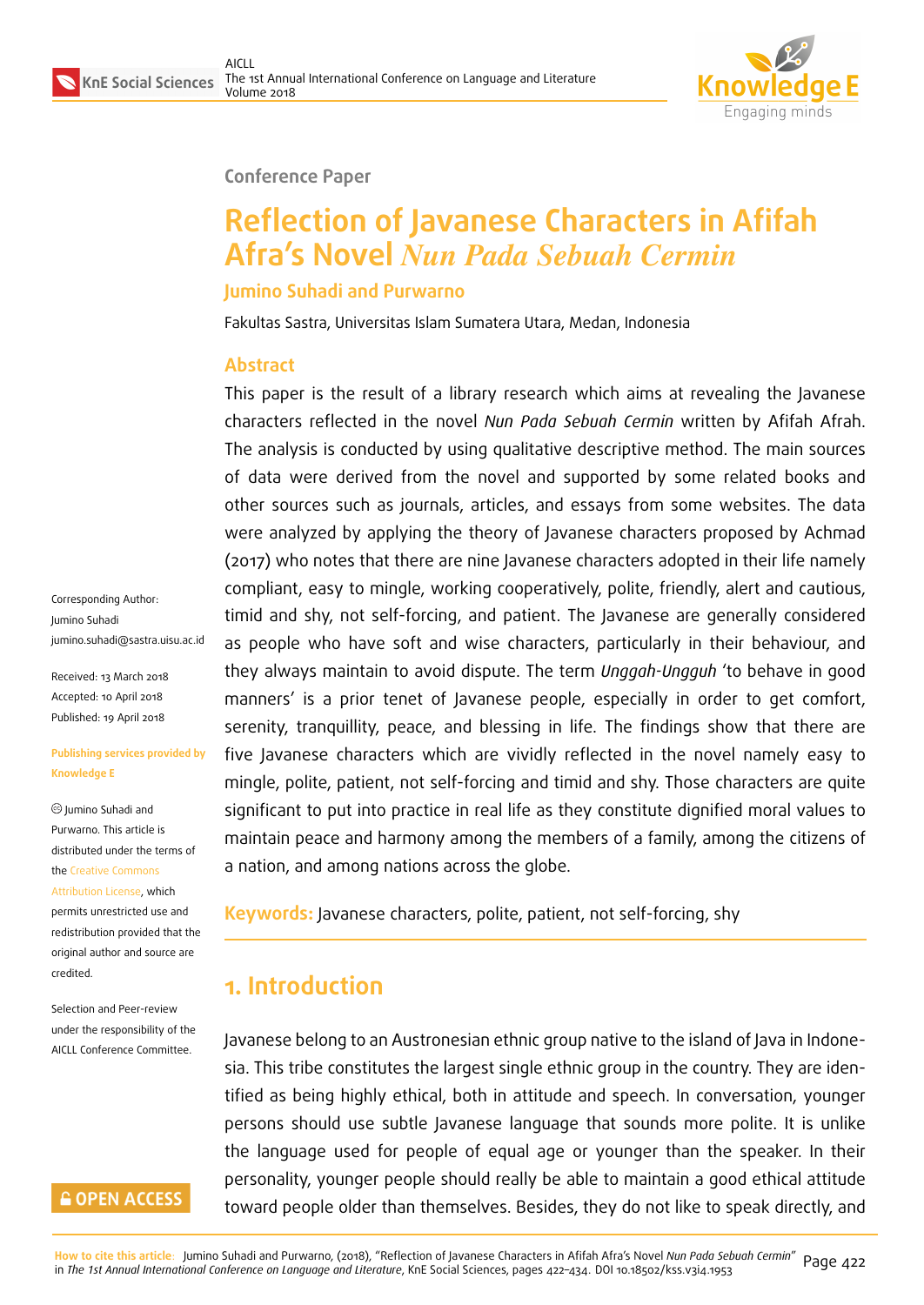Conference Paper

# Reflection of Javanese Characters in Afifah Afra's Novel *Nun Pada Sebuah Cermin*

**Jumino Suhadi and Purwarno**

Fakultas Sastra, Universitas Islam Sumatera Utara, Medan, Indonesia

## Abstract

This paper is the result of a library research which aims at revealing the Javanese characters reflected in the novel *Nun Pada Sebuah Cermin* written by Afifah Afrah. The analysis is conducted by using qualitative descriptive method. The main sources of data were derived from the novel and supported by some related books and other sources such as journals, articles, and essays from some websites. The data were analyzed by applying the theory of Javanese characters proposed by Achmad (2017) who notes that there are nine Javanese characters adopted in their life namely compliant, easy to mingle, working cooperatively, polite, friendly, alert and cautious, timid and shy, not self-forcing, and patient. The Javanese are generally considered as people who have soft and wise characters, particularly in their behaviour, and they always maintain to avoid dispute. The term *Unggah-Ungguh* 'to behave in good manners' is a prior tenet of Javanese people, especially in order to get comfort, serenity, tranquillity, peace, and blessing in life. The findings show that there are five Javanese characters which are vividly reflected in the novel namely easy to mingle, polite, patient, not self-forcing and timid and shy. Those characters are quite significant to put into practice in real life as they constitute dignified moral values to maintain peace and harmony among the members of a family, among the citizens of a nation, and among nations across the globe.

**Keywords:** Javanese characters, polite, patient, not self-forcing, shy

Corresponding Author:
Jumino Suhadi
jumino.suhadi@sastra.uisu.ac.id

Received: 13 March 2018
Accepted: 10 April 2018
Published: 19 April 2018

**Publishing services provided by Knowledge E**

© Jumino Suhadi and Purwarno. This article is distributed under the terms of the Creative Commons Attribution License, which permits unrestricted use and redistribution provided that the original author and source are credited.

Selection and Peer-review under the responsibility of the AICLL Conference Committee.

## 1. Introduction

Javanese belong to an Austronesian ethnic group native to the island of Java in Indonesia. This tribe constitutes the largest single ethnic group in the country. They are identified as being highly ethical, both in attitude and speech. In conversation, younger persons should use subtle Javanese language that sounds more polite. It is unlike the language used for people of equal age or younger than the speaker. In their personality, younger people should really be able to maintain a good ethical attitude toward people older than themselves. Besides, they do not like to speak directly, and

**How to cite this article:** Jumino Suhadi and Purwarno, (2018), "Reflection of Javanese Characters in Afifah Afra's Novel *Nun Pada Sebuah Cermin*" in *The 1st Annual International Conference on Language and Literature*, KnE Social Sciences, pages 422–434. DOI 10.18502/kss.v3i4.1953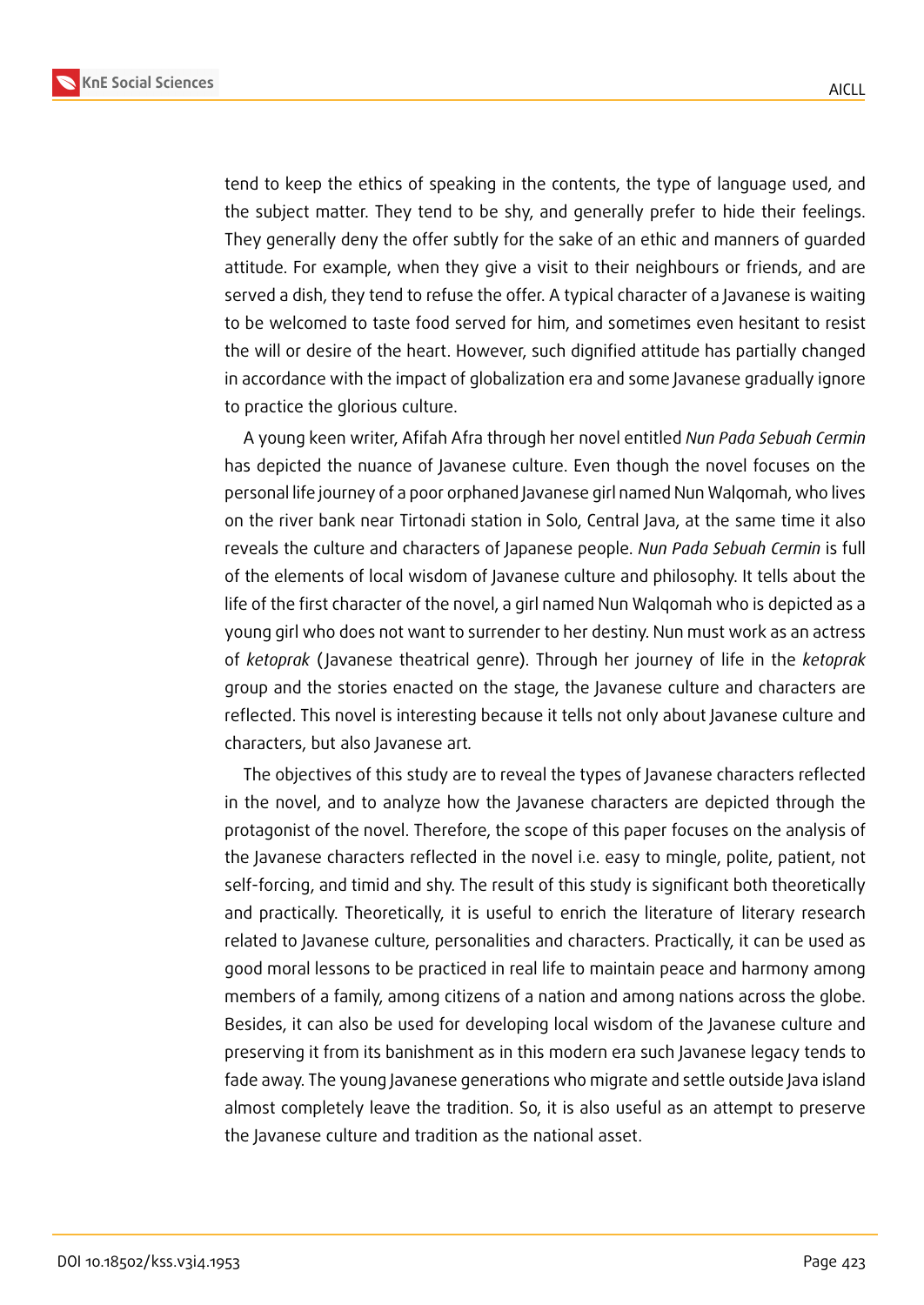tend to keep the ethics of speaking in the contents, the type of language used, and the subject matter. They tend to be shy, and generally prefer to hide their feelings. They generally deny the offer subtly for the sake of an ethic and manners of guarded attitude. For example, when they give a visit to their neighbours or friends, and are served a dish, they tend to refuse the offer. A typical character of a Javanese is waiting to be welcomed to taste food served for him, and sometimes even hesitant to resist the will or desire of the heart. However, such dignified attitude has partially changed in accordance with the impact of globalization era and some Javanese gradually ignore to practice the glorious culture.

A young keen writer, Afifah Afra through her novel entitled *Nun Pada Sebuah Cermin* has depicted the nuance of Javanese culture. Even though the novel focuses on the personal life journey of a poor orphaned Javanese girl named Nun Walqomah, who lives on the river bank near Tirtonadi station in Solo, Central Java, at the same time it also reveals the culture and characters of Japanese people. *Nun Pada Sebuah Cermin* is full of the elements of local wisdom of Javanese culture and philosophy. It tells about the life of the first character of the novel, a girl named Nun Walqomah who is depicted as a young girl who does not want to surrender to her destiny. Nun must work as an actress of *ketoprak* (Javanese theatrical genre). Through her journey of life in the *ketoprak* group and the stories enacted on the stage, the Javanese culture and characters are reflected. This novel is interesting because it tells not only about Javanese culture and characters, but also Javanese art.

The objectives of this study are to reveal the types of Javanese characters reflected in the novel, and to analyze how the Javanese characters are depicted through the protagonist of the novel. Therefore, the scope of this paper focuses on the analysis of the Javanese characters reflected in the novel i.e. easy to mingle, polite, patient, not self-forcing, and timid and shy. The result of this study is significant both theoretically and practically. Theoretically, it is useful to enrich the literature of literary research related to Javanese culture, personalities and characters. Practically, it can be used as good moral lessons to be practiced in real life to maintain peace and harmony among members of a family, among citizens of a nation and among nations across the globe. Besides, it can also be used for developing local wisdom of the Javanese culture and preserving it from its banishment as in this modern era such Javanese legacy tends to fade away. The young Javanese generations who migrate and settle outside Java island almost completely leave the tradition. So, it is also useful as an attempt to preserve the Javanese culture and tradition as the national asset.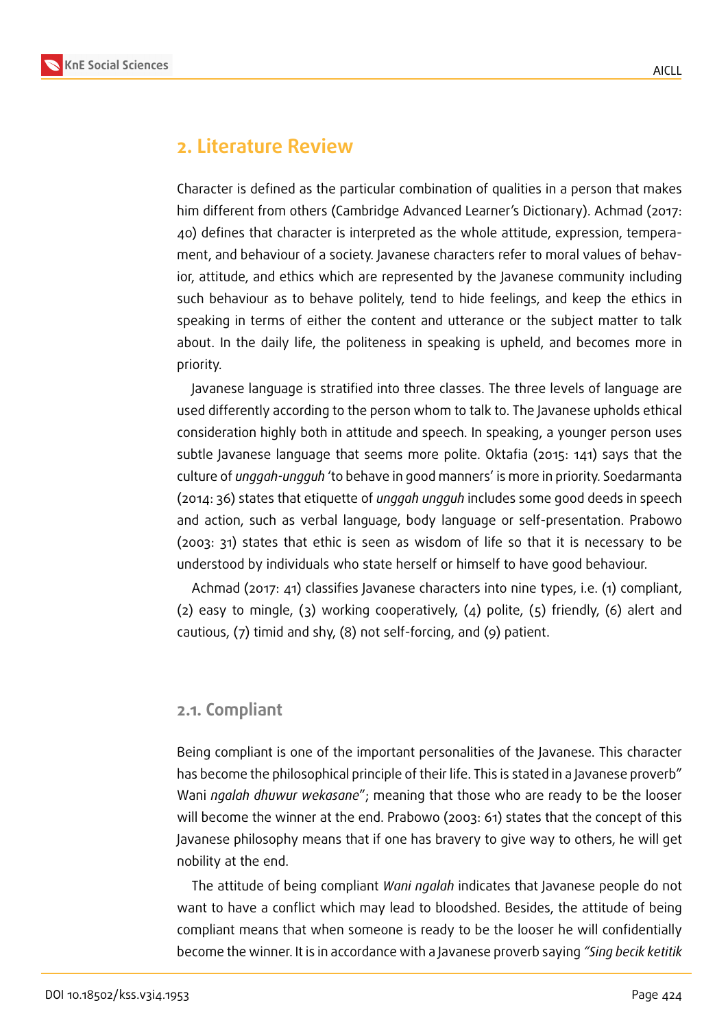## 2. Literature Review

Character is defined as the particular combination of qualities in a person that makes him different from others (Cambridge Advanced Learner's Dictionary). Achmad (2017: 40) defines that character is interpreted as the whole attitude, expression, temperament, and behaviour of a society. Javanese characters refer to moral values of behavior, attitude, and ethics which are represented by the Javanese community including such behaviour as to behave politely, tend to hide feelings, and keep the ethics in speaking in terms of either the content and utterance or the subject matter to talk about. In the daily life, the politeness in speaking is upheld, and becomes more in priority.

Javanese language is stratified into three classes. The three levels of language are used differently according to the person whom to talk to. The Javanese upholds ethical consideration highly both in attitude and speech. In speaking, a younger person uses subtle Javanese language that seems more polite. Oktafia (2015: 141) says that the culture of *unggah-ungguh* 'to behave in good manners' is more in priority. Soedarmanta (2014: 36) states that etiquette of *unggah ungguh* includes some good deeds in speech and action, such as verbal language, body language or self-presentation. Prabowo (2003: 31) states that ethic is seen as wisdom of life so that it is necessary to be understood by individuals who state herself or himself to have good behaviour.

Achmad (2017: 41) classifies Javanese characters into nine types, i.e. (1) compliant, (2) easy to mingle, (3) working cooperatively, (4) polite, (5) friendly, (6) alert and cautious, (7) timid and shy, (8) not self-forcing, and (9) patient.

### 2.1. Compliant

Being compliant is one of the important personalities of the Javanese. This character has become the philosophical principle of their life. This is stated in a Javanese proverb" Wani *ngalah dhuwur wekasane*"; meaning that those who are ready to be the looser will become the winner at the end. Prabowo (2003: 61) states that the concept of this Javanese philosophy means that if one has bravery to give way to others, he will get nobility at the end.

The attitude of being compliant *Wani ngalah* indicates that Javanese people do not want to have a conflict which may lead to bloodshed. Besides, the attitude of being compliant means that when someone is ready to be the looser he will confidentially become the winner. It is in accordance with a Javanese proverb saying *"Sing becik ketitik*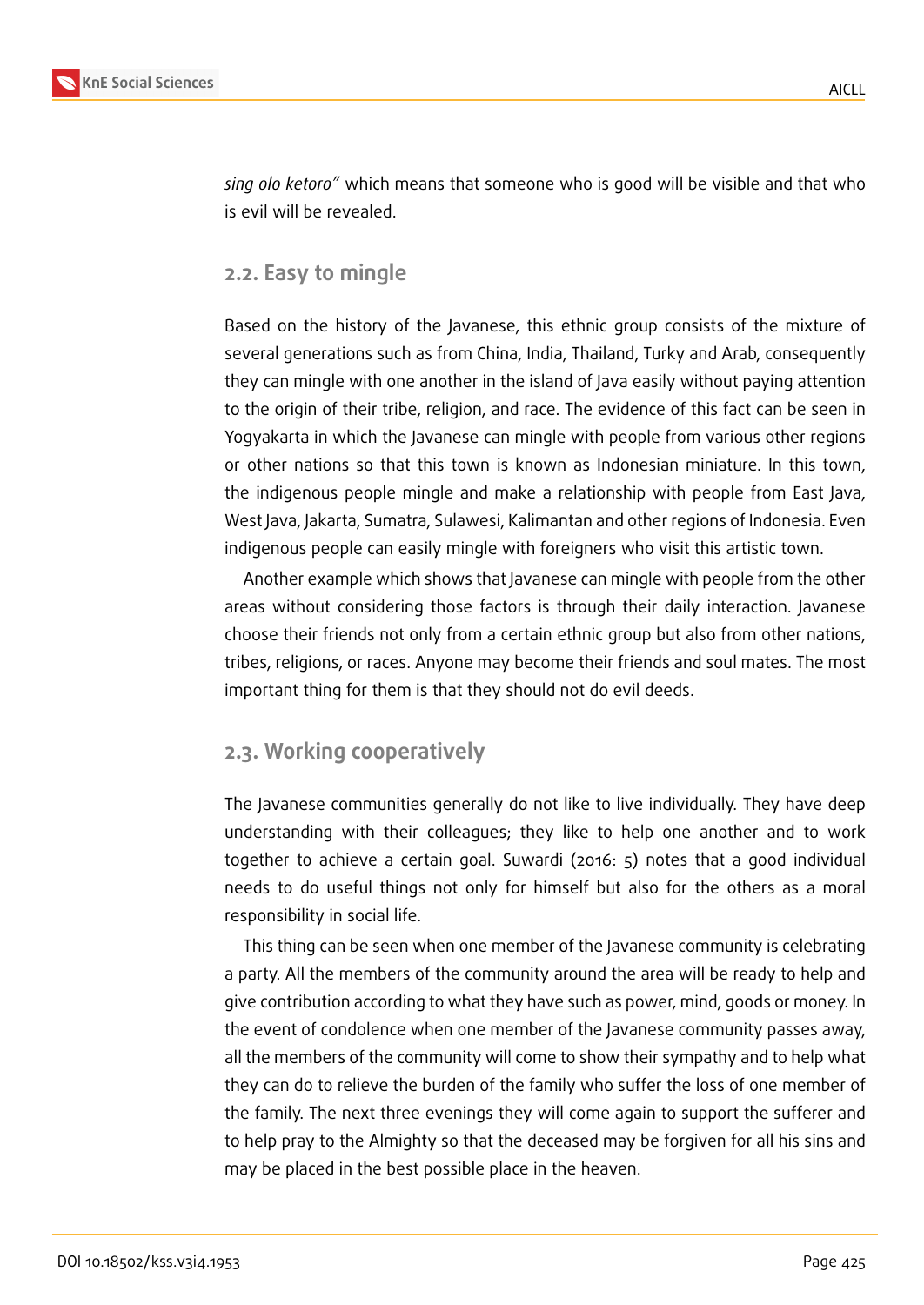*sing olo ketoro"* which means that someone who is good will be visible and that who is evil will be revealed.

## 2.2. Easy to mingle

Based on the history of the Javanese, this ethnic group consists of the mixture of several generations such as from China, India, Thailand, Turky and Arab, consequently they can mingle with one another in the island of Java easily without paying attention to the origin of their tribe, religion, and race. The evidence of this fact can be seen in Yogyakarta in which the Javanese can mingle with people from various other regions or other nations so that this town is known as Indonesian miniature. In this town, the indigenous people mingle and make a relationship with people from East Java, West Java, Jakarta, Sumatra, Sulawesi, Kalimantan and other regions of Indonesia. Even indigenous people can easily mingle with foreigners who visit this artistic town.

Another example which shows that Javanese can mingle with people from the other areas without considering those factors is through their daily interaction. Javanese choose their friends not only from a certain ethnic group but also from other nations, tribes, religions, or races. Anyone may become their friends and soul mates. The most important thing for them is that they should not do evil deeds.

## 2.3. Working cooperatively

The Javanese communities generally do not like to live individually. They have deep understanding with their colleagues; they like to help one another and to work together to achieve a certain goal. Suwardi (2016: 5) notes that a good individual needs to do useful things not only for himself but also for the others as a moral responsibility in social life.

This thing can be seen when one member of the Javanese community is celebrating a party. All the members of the community around the area will be ready to help and give contribution according to what they have such as power, mind, goods or money. In the event of condolence when one member of the Javanese community passes away, all the members of the community will come to show their sympathy and to help what they can do to relieve the burden of the family who suffer the loss of one member of the family. The next three evenings they will come again to support the sufferer and to help pray to the Almighty so that the deceased may be forgiven for all his sins and may be placed in the best possible place in the heaven.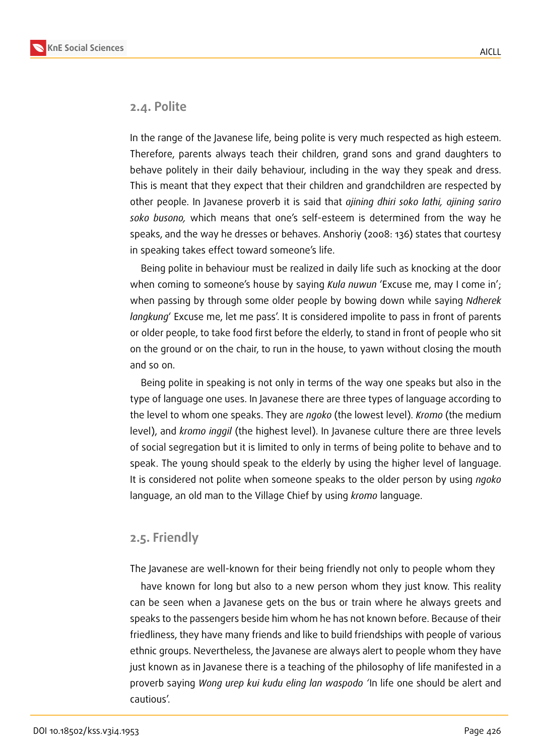## 2.4. Polite

In the range of the Javanese life, being polite is very much respected as high esteem. Therefore, parents always teach their children, grand sons and grand daughters to behave politely in their daily behaviour, including in the way they speak and dress. This is meant that they expect that their children and grandchildren are respected by other people. In Javanese proverb it is said that *ajining dhiri soko lathi, ajining sariro soko busono,* which means that one's self-esteem is determined from the way he speaks, and the way he dresses or behaves. Anshoriy (2008: 136) states that courtesy in speaking takes effect toward someone's life.

Being polite in behaviour must be realized in daily life such as knocking at the door when coming to someone's house by saying *Kula nuwun* 'Excuse me, may I come in'; when passing by through some older people by bowing down while saying *Ndherek langkung*' Excuse me, let me pass'. It is considered impolite to pass in front of parents or older people, to take food first before the elderly, to stand in front of people who sit on the ground or on the chair, to run in the house, to yawn without closing the mouth and so on.

Being polite in speaking is not only in terms of the way one speaks but also in the type of language one uses. In Javanese there are three types of language according to the level to whom one speaks. They are *ngoko* (the lowest level). *Kromo* (the medium level), and *kromo inggil* (the highest level). In Javanese culture there are three levels of social segregation but it is limited to only in terms of being polite to behave and to speak. The young should speak to the elderly by using the higher level of language. It is considered not polite when someone speaks to the older person by using *ngoko* language, an old man to the Village Chief by using *kromo* language.

## 2.5. Friendly

The Javanese are well-known for their being friendly not only to people whom they have known for long but also to a new person whom they just know. This reality can be seen when a Javanese gets on the bus or train where he always greets and speaks to the passengers beside him whom he has not known before. Because of their friedliness, they have many friends and like to build friendships with people of various ethnic groups. Nevertheless, the Javanese are always alert to people whom they have just known as in Javanese there is a teaching of the philosophy of life manifested in a proverb saying *Wong urep kui kudu eling lan waspodo* 'In life one should be alert and cautious'.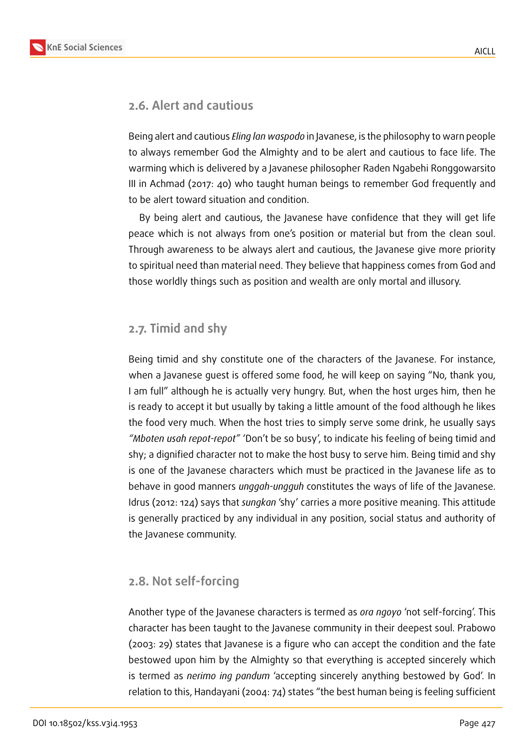## 2.6. Alert and cautious

Being alert and cautious *Eling lan waspodo* in Javanese, is the philosophy to warn people to always remember God the Almighty and to be alert and cautious to face life. The warming which is delivered by a Javanese philosopher Raden Ngabehi Ronggowarsito III in Achmad (2017: 40) who taught human beings to remember God frequently and to be alert toward situation and condition.

By being alert and cautious, the Javanese have confidence that they will get life peace which is not always from one's position or material but from the clean soul. Through awareness to be always alert and cautious, the Javanese give more priority to spiritual need than material need. They believe that happiness comes from God and those worldly things such as position and wealth are only mortal and illusory.

## 2.7. Timid and shy

Being timid and shy constitute one of the characters of the Javanese. For instance, when a Javanese guest is offered some food, he will keep on saying "No, thank you, I am full" although he is actually very hungry. But, when the host urges him, then he is ready to accept it but usually by taking a little amount of the food although he likes the food very much. When the host tries to simply serve some drink, he usually says *"Mboten usah repot-repot"* 'Don't be so busy', to indicate his feeling of being timid and shy; a dignified character not to make the host busy to serve him. Being timid and shy is one of the Javanese characters which must be practiced in the Javanese life as to behave in good manners *unggah-ungguh* constitutes the ways of life of the Javanese. Idrus (2012: 124) says that *sungkan* 'shy' carries a more positive meaning. This attitude is generally practiced by any individual in any position, social status and authority of the Javanese community.

## 2.8. Not self-forcing

Another type of the Javanese characters is termed as *ora ngoyo* 'not self-forcing'. This character has been taught to the Javanese community in their deepest soul. Prabowo (2003: 29) states that Javanese is a figure who can accept the condition and the fate bestowed upon him by the Almighty so that everything is accepted sincerely which is termed as *nerimo ing pandum* 'accepting sincerely anything bestowed by God'. In relation to this, Handayani (2004: 74) states "the best human being is feeling sufficient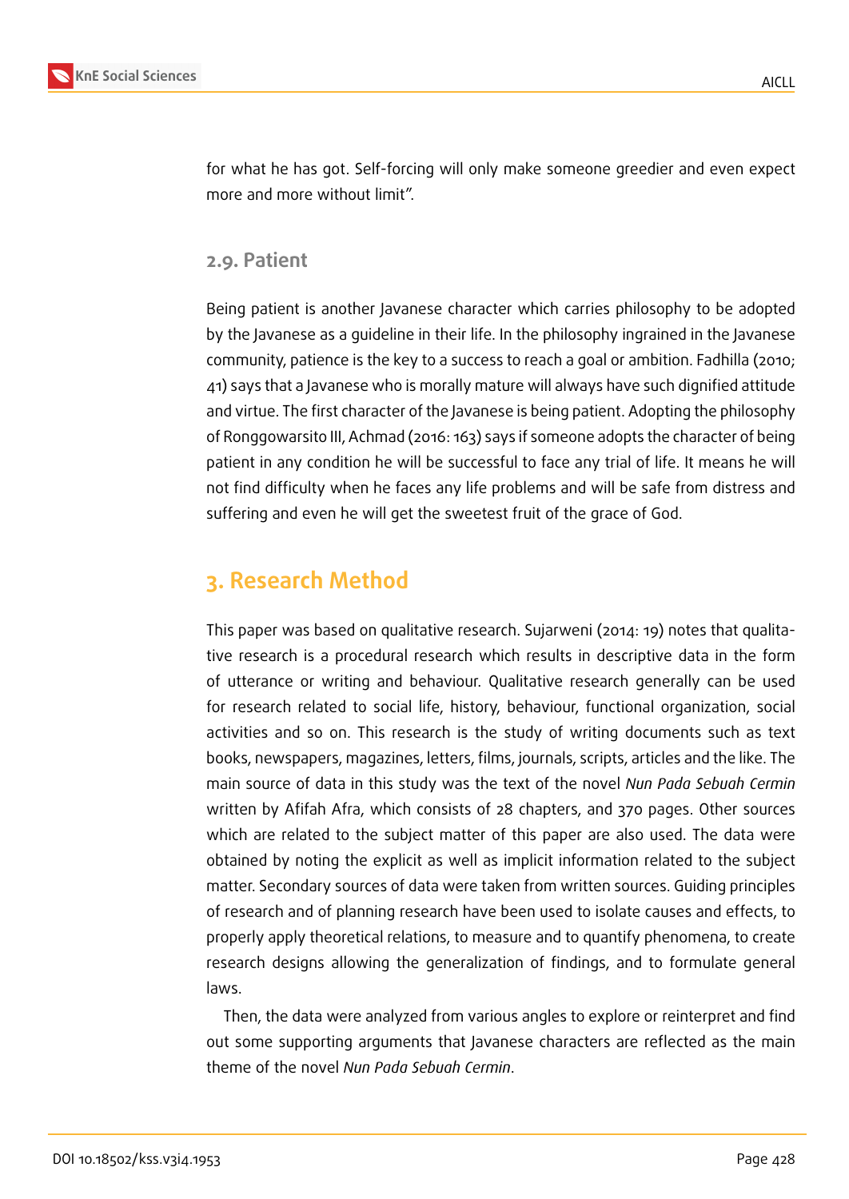for what he has got. Self-forcing will only make someone greedier and even expect more and more without limit".

### 2.9. Patient

Being patient is another Javanese character which carries philosophy to be adopted by the Javanese as a guideline in their life. In the philosophy ingrained in the Javanese community, patience is the key to a success to reach a goal or ambition. Fadhilla (2010; 41) says that a Javanese who is morally mature will always have such dignified attitude and virtue. The first character of the Javanese is being patient. Adopting the philosophy of Ronggowarsito III, Achmad (2016: 163) says if someone adopts the character of being patient in any condition he will be successful to face any trial of life. It means he will not find difficulty when he faces any life problems and will be safe from distress and suffering and even he will get the sweetest fruit of the grace of God.

## 3. Research Method

This paper was based on qualitative research. Sujarweni (2014: 19) notes that qualitative research is a procedural research which results in descriptive data in the form of utterance or writing and behaviour. Qualitative research generally can be used for research related to social life, history, behaviour, functional organization, social activities and so on. This research is the study of writing documents such as text books, newspapers, magazines, letters, films, journals, scripts, articles and the like. The main source of data in this study was the text of the novel *Nun Pada Sebuah Cermin* written by Afifah Afra, which consists of 28 chapters, and 370 pages. Other sources which are related to the subject matter of this paper are also used. The data were obtained by noting the explicit as well as implicit information related to the subject matter. Secondary sources of data were taken from written sources. Guiding principles of research and of planning research have been used to isolate causes and effects, to properly apply theoretical relations, to measure and to quantify phenomena, to create research designs allowing the generalization of findings, and to formulate general laws.

Then, the data were analyzed from various angles to explore or reinterpret and find out some supporting arguments that Javanese characters are reflected as the main theme of the novel *Nun Pada Sebuah Cermin*.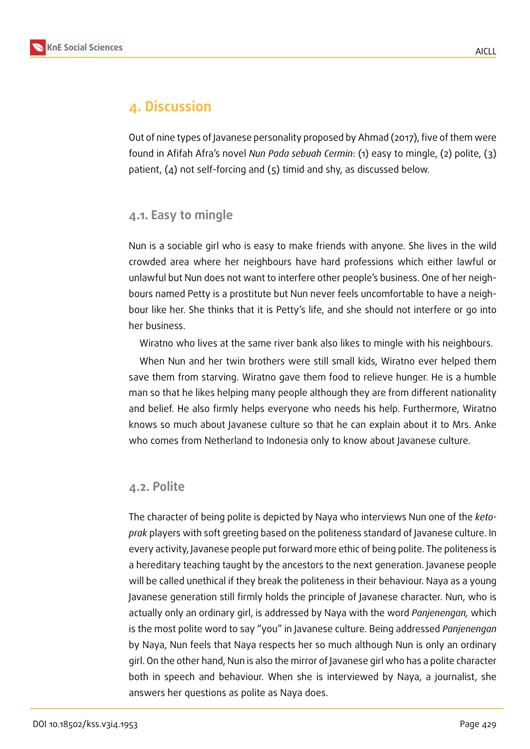# 4. Discussion

Out of nine types of Javanese personality proposed by Ahmad (2017), five of them were found in Afifah Afra's novel *Nun Pada sebuah Cermin*: (1) easy to mingle, (2) polite, (3) patient, (4) not self-forcing and (5) timid and shy, as discussed below.

## 4.1. Easy to mingle

Nun is a sociable girl who is easy to make friends with anyone. She lives in the wild crowded area where her neighbours have hard professions which either lawful or unlawful but Nun does not want to interfere other people's business. One of her neighbours named Petty is a prostitute but Nun never feels uncomfortable to have a neighbour like her. She thinks that it is Petty's life, and she should not interfere or go into her business.

Wiratno who lives at the same river bank also likes to mingle with his neighbours.

When Nun and her twin brothers were still small kids, Wiratno ever helped them save them from starving. Wiratno gave them food to relieve hunger. He is a humble man so that he likes helping many people although they are from different nationality and belief. He also firmly helps everyone who needs his help. Furthermore, Wiratno knows so much about Javanese culture so that he can explain about it to Mrs. Anke who comes from Netherland to Indonesia only to know about Javanese culture.

## 4.2. Polite

The character of being polite is depicted by Naya who interviews Nun one of the *ketoprak* players with soft greeting based on the politeness standard of Javanese culture. In every activity, Javanese people put forward more ethic of being polite. The politeness is a hereditary teaching taught by the ancestors to the next generation. Javanese people will be called unethical if they break the politeness in their behaviour. Naya as a young Javanese generation still firmly holds the principle of Javanese character. Nun, who is actually only an ordinary girl, is addressed by Naya with the word *Panjenengan,* which is the most polite word to say "you" in Javanese culture. Being addressed *Panjenengan* by Naya, Nun feels that Naya respects her so much although Nun is only an ordinary girl. On the other hand, Nun is also the mirror of Javanese girl who has a polite character both in speech and behaviour. When she is interviewed by Naya, a journalist, she answers her questions as polite as Naya does.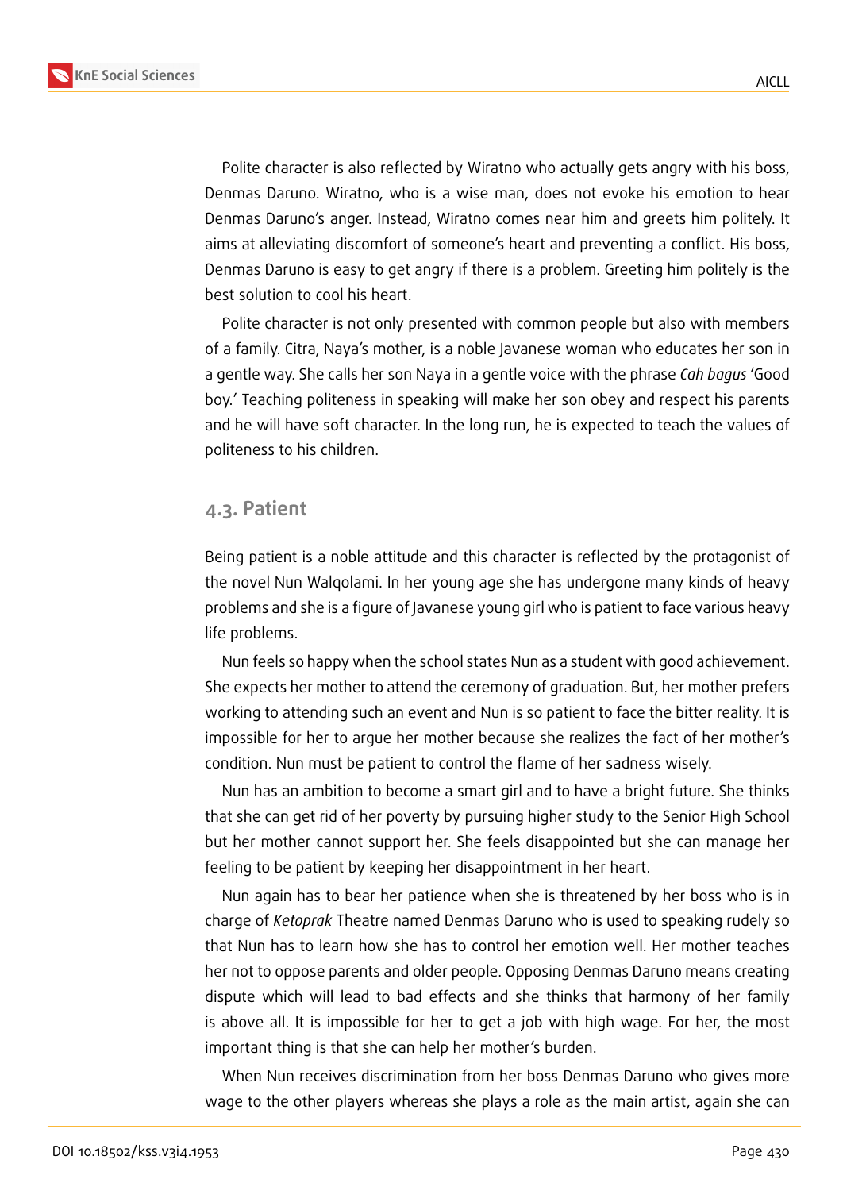Polite character is also reflected by Wiratno who actually gets angry with his boss, Denmas Daruno. Wiratno, who is a wise man, does not evoke his emotion to hear Denmas Daruno's anger. Instead, Wiratno comes near him and greets him politely. It aims at alleviating discomfort of someone's heart and preventing a conflict. His boss, Denmas Daruno is easy to get angry if there is a problem. Greeting him politely is the best solution to cool his heart.

Polite character is not only presented with common people but also with members of a family. Citra, Naya's mother, is a noble Javanese woman who educates her son in a gentle way. She calls her son Naya in a gentle voice with the phrase *Cah bagus* 'Good boy.' Teaching politeness in speaking will make her son obey and respect his parents and he will have soft character. In the long run, he is expected to teach the values of politeness to his children.

## 4.3. Patient

Being patient is a noble attitude and this character is reflected by the protagonist of the novel Nun Walqolami. In her young age she has undergone many kinds of heavy problems and she is a figure of Javanese young girl who is patient to face various heavy life problems.

Nun feels so happy when the school states Nun as a student with good achievement. She expects her mother to attend the ceremony of graduation. But, her mother prefers working to attending such an event and Nun is so patient to face the bitter reality. It is impossible for her to argue her mother because she realizes the fact of her mother's condition. Nun must be patient to control the flame of her sadness wisely.

Nun has an ambition to become a smart girl and to have a bright future. She thinks that she can get rid of her poverty by pursuing higher study to the Senior High School but her mother cannot support her. She feels disappointed but she can manage her feeling to be patient by keeping her disappointment in her heart.

Nun again has to bear her patience when she is threatened by her boss who is in charge of *Ketoprak* Theatre named Denmas Daruno who is used to speaking rudely so that Nun has to learn how she has to control her emotion well. Her mother teaches her not to oppose parents and older people. Opposing Denmas Daruno means creating dispute which will lead to bad effects and she thinks that harmony of her family is above all. It is impossible for her to get a job with high wage. For her, the most important thing is that she can help her mother's burden.

When Nun receives discrimination from her boss Denmas Daruno who gives more wage to the other players whereas she plays a role as the main artist, again she can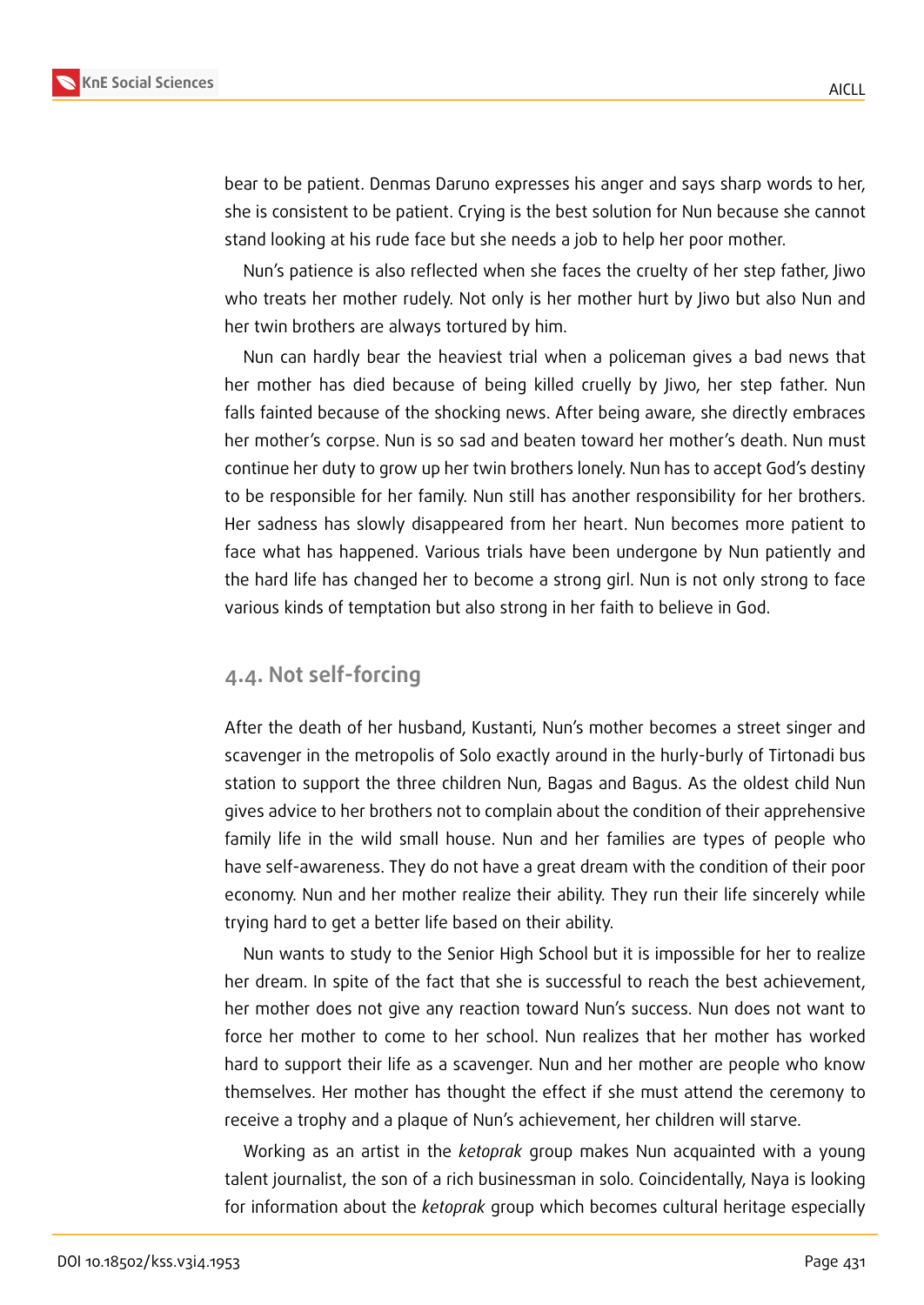bear to be patient. Denmas Daruno expresses his anger and says sharp words to her, she is consistent to be patient. Crying is the best solution for Nun because she cannot stand looking at his rude face but she needs a job to help her poor mother.

Nun's patience is also reflected when she faces the cruelty of her step father, Jiwo who treats her mother rudely. Not only is her mother hurt by Jiwo but also Nun and her twin brothers are always tortured by him.

Nun can hardly bear the heaviest trial when a policeman gives a bad news that her mother has died because of being killed cruelly by Jiwo, her step father. Nun falls fainted because of the shocking news. After being aware, she directly embraces her mother's corpse. Nun is so sad and beaten toward her mother's death. Nun must continue her duty to grow up her twin brothers lonely. Nun has to accept God's destiny to be responsible for her family. Nun still has another responsibility for her brothers. Her sadness has slowly disappeared from her heart. Nun becomes more patient to face what has happened. Various trials have been undergone by Nun patiently and the hard life has changed her to become a strong girl. Nun is not only strong to face various kinds of temptation but also strong in her faith to believe in God.

## 4.4. Not self-forcing

After the death of her husband, Kustanti, Nun's mother becomes a street singer and scavenger in the metropolis of Solo exactly around in the hurly-burly of Tirtonadi bus station to support the three children Nun, Bagas and Bagus. As the oldest child Nun gives advice to her brothers not to complain about the condition of their apprehensive family life in the wild small house. Nun and her families are types of people who have self-awareness. They do not have a great dream with the condition of their poor economy. Nun and her mother realize their ability. They run their life sincerely while trying hard to get a better life based on their ability.

Nun wants to study to the Senior High School but it is impossible for her to realize her dream. In spite of the fact that she is successful to reach the best achievement, her mother does not give any reaction toward Nun's success. Nun does not want to force her mother to come to her school. Nun realizes that her mother has worked hard to support their life as a scavenger. Nun and her mother are people who know themselves. Her mother has thought the effect if she must attend the ceremony to receive a trophy and a plaque of Nun's achievement, her children will starve.

Working as an artist in the *ketoprak* group makes Nun acquainted with a young talent journalist, the son of a rich businessman in solo. Coincidentally, Naya is looking for information about the *ketoprak* group which becomes cultural heritage especially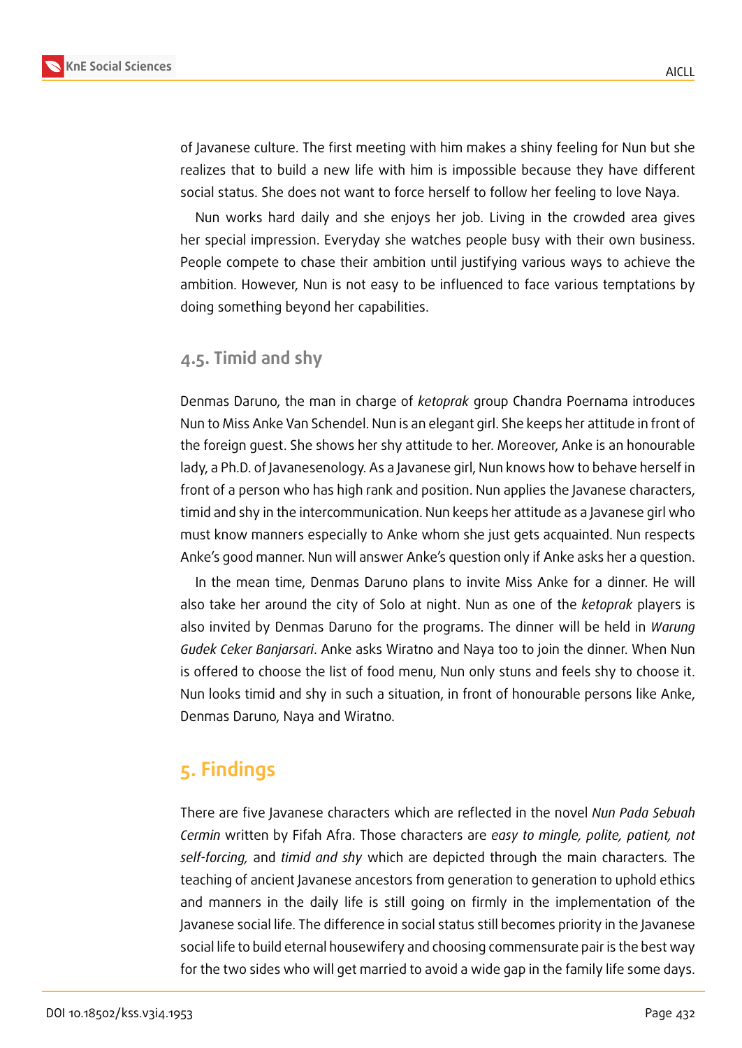of Javanese culture. The first meeting with him makes a shiny feeling for Nun but she realizes that to build a new life with him is impossible because they have different social status. She does not want to force herself to follow her feeling to love Naya.

Nun works hard daily and she enjoys her job. Living in the crowded area gives her special impression. Everyday she watches people busy with their own business. People compete to chase their ambition until justifying various ways to achieve the ambition. However, Nun is not easy to be influenced to face various temptations by doing something beyond her capabilities.

### 4.5. Timid and shy

Denmas Daruno, the man in charge of *ketoprak* group Chandra Poernama introduces Nun to Miss Anke Van Schendel. Nun is an elegant girl. She keeps her attitude in front of the foreign guest. She shows her shy attitude to her. Moreover, Anke is an honourable lady, a Ph.D. of Javanesenology. As a Javanese girl, Nun knows how to behave herself in front of a person who has high rank and position. Nun applies the Javanese characters, timid and shy in the intercommunication. Nun keeps her attitude as a Javanese girl who must know manners especially to Anke whom she just gets acquainted. Nun respects Anke's good manner. Nun will answer Anke's question only if Anke asks her a question.

In the mean time, Denmas Daruno plans to invite Miss Anke for a dinner. He will also take her around the city of Solo at night. Nun as one of the *ketoprak* players is also invited by Denmas Daruno for the programs. The dinner will be held in *Warung Gudek Ceker Banjarsari*. Anke asks Wiratno and Naya too to join the dinner. When Nun is offered to choose the list of food menu, Nun only stuns and feels shy to choose it. Nun looks timid and shy in such a situation, in front of honourable persons like Anke, Denmas Daruno, Naya and Wiratno.

## 5. Findings

There are five Javanese characters which are reflected in the novel *Nun Pada Sebuah Cermin* written by Fifah Afra. Those characters are *easy to mingle, polite, patient, not self-forcing,* and *timid and shy* which are depicted through the main characters. The teaching of ancient Javanese ancestors from generation to generation to uphold ethics and manners in the daily life is still going on firmly in the implementation of the Javanese social life. The difference in social status still becomes priority in the Javanese social life to build eternal housewifery and choosing commensurate pair is the best way for the two sides who will get married to avoid a wide gap in the family life some days.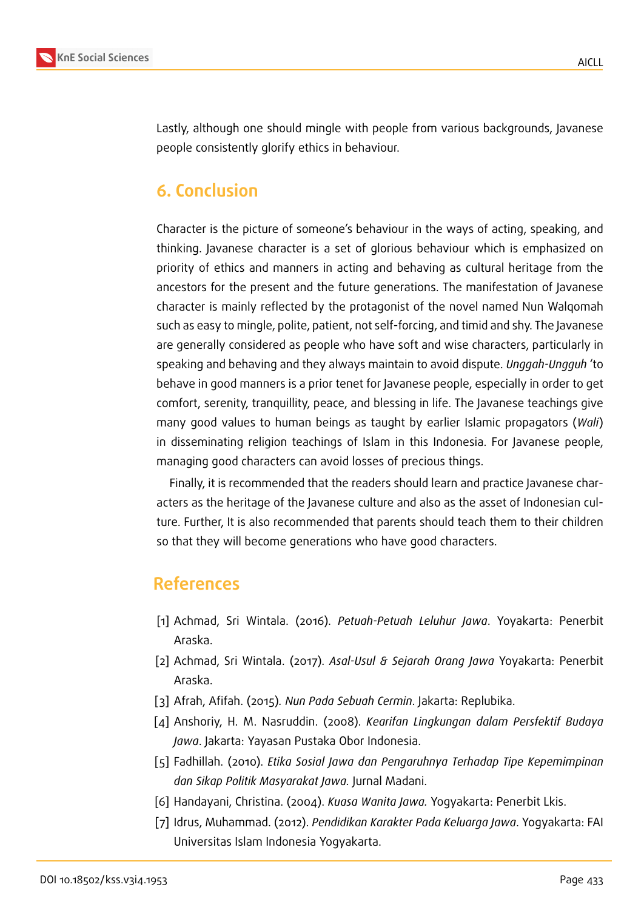Lastly, although one should mingle with people from various backgrounds, Javanese people consistently glorify ethics in behaviour.

## 6. Conclusion

Character is the picture of someone's behaviour in the ways of acting, speaking, and thinking. Javanese character is a set of glorious behaviour which is emphasized on priority of ethics and manners in acting and behaving as cultural heritage from the ancestors for the present and the future generations. The manifestation of Javanese character is mainly reflected by the protagonist of the novel named Nun Walqomah such as easy to mingle, polite, patient, not self-forcing, and timid and shy. The Javanese are generally considered as people who have soft and wise characters, particularly in speaking and behaving and they always maintain to avoid dispute. *Unggah-Ungguh* 'to behave in good manners is a prior tenet for Javanese people, especially in order to get comfort, serenity, tranquillity, peace, and blessing in life. The Javanese teachings give many good values to human beings as taught by earlier Islamic propagators (*Wali*) in disseminating religion teachings of Islam in this Indonesia. For Javanese people, managing good characters can avoid losses of precious things.

Finally, it is recommended that the readers should learn and practice Javanese characters as the heritage of the Javanese culture and also as the asset of Indonesian culture. Further, It is also recommended that parents should teach them to their children so that they will become generations who have good characters.

## References

[1] Achmad, Sri Wintala. (2016). *Petuah-Petuah Leluhur Jawa*. Yoyakarta: Penerbit Araska.

[2] Achmad, Sri Wintala. (2017). *Asal-Usul & Sejarah Orang Jawa* Yoyakarta: Penerbit Araska.

[3] Afrah, Afifah. (2015). *Nun Pada Sebuah Cermin*. Jakarta: Replubika.

[4] Anshoriy, H. M. Nasruddin. (2008). *Kearifan Lingkungan dalam Persfektif Budaya Jawa*. Jakarta: Yayasan Pustaka Obor Indonesia.

[5] Fadhillah. (2010). *Etika Sosial Jawa dan Pengaruhnya Terhadap Tipe Kepemimpinan dan Sikap Politik Masyarakat Jawa.* Jurnal Madani.

[6] Handayani, Christina. (2004). *Kuasa Wanita Jawa.* Yogyakarta: Penerbit Lkis.

[7] Idrus, Muhammad. (2012). *Pendidikan Karakter Pada Keluarga Jawa*. Yogyakarta: FAI Universitas Islam Indonesia Yogyakarta.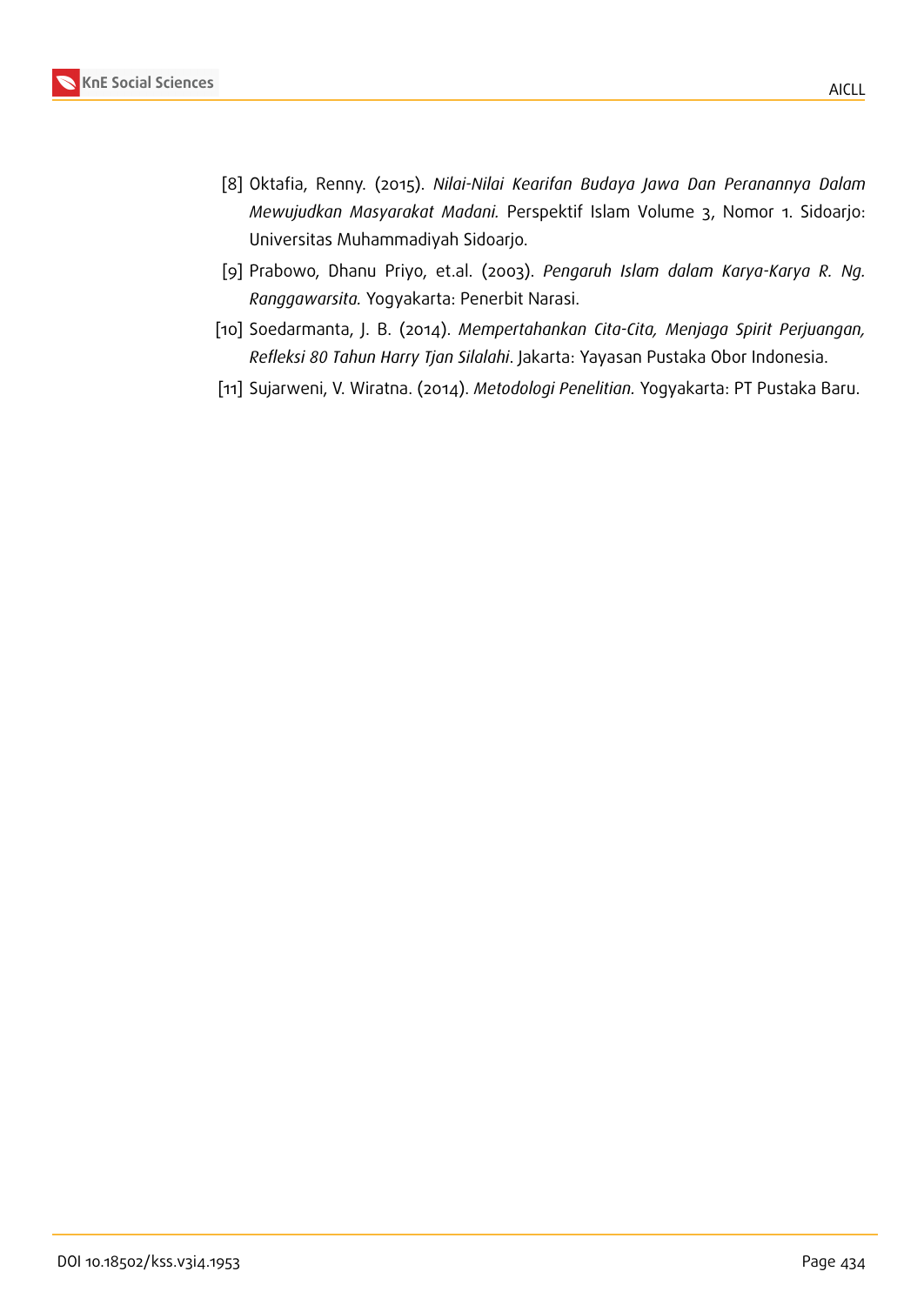[8] Oktafia, Renny. (2015). *Nilai-Nilai Kearifan Budaya Jawa Dan Peranannya Dalam Mewujudkan Masyarakat Madani.* Perspektif Islam Volume 3, Nomor 1. Sidoarjo: Universitas Muhammadiyah Sidoarjo.

[9] Prabowo, Dhanu Priyo, et.al. (2003). *Pengaruh Islam dalam Karya-Karya R. Ng. Ranggawarsita.* Yogyakarta: Penerbit Narasi.

[10] Soedarmanta, J. B. (2014). *Mempertahankan Cita-Cita, Menjaga Spirit Perjuangan, Refleksi 80 Tahun Harry Tjan Silalahi*. Jakarta: Yayasan Pustaka Obor Indonesia.

[11] Sujarweni, V. Wiratna. (2014). *Metodologi Penelitian.* Yogyakarta: PT Pustaka Baru.